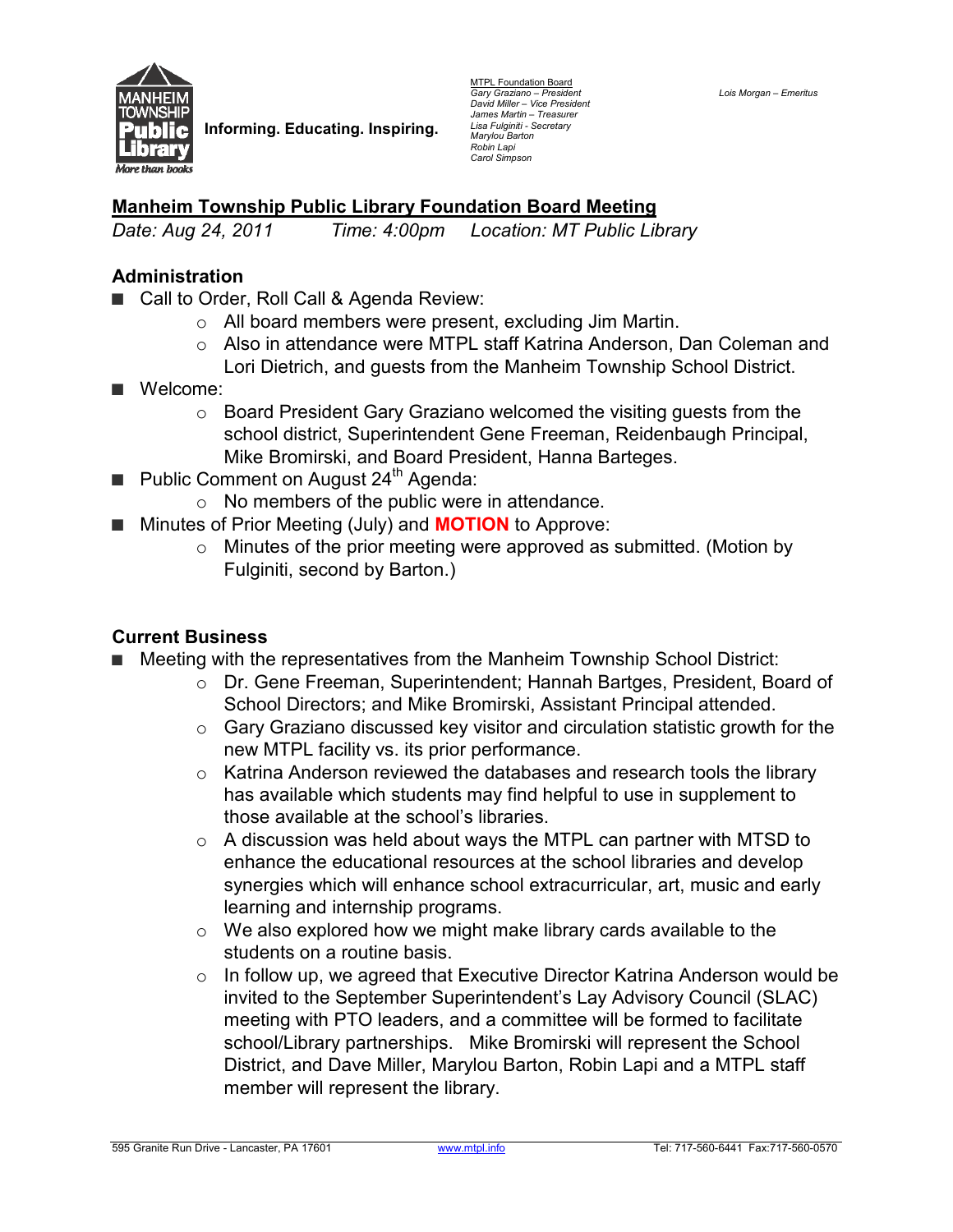MANHEIM TOWNSHIP Public Library More than books

**Informing. Educating. Inspiring.**

MTPL Foundation Board
*Gary Graziano – President*
*David Miller – Vice President*
*James Martin – Treasurer*
*Lisa Fulginiti - Secretary*
*Marylou Barton*
*Robin Lapi*
*Carol Simpson*

*Lois Morgan – Emeritus*

## Manheim Township Public Library Foundation Board Meeting

*Date: Aug 24, 2011   Time: 4:00pm   Location: MT Public Library*

### Administration

- Call to Order, Roll Call & Agenda Review:
  - All board members were present, excluding Jim Martin.
  - Also in attendance were MTPL staff Katrina Anderson, Dan Coleman and Lori Dietrich, and guests from the Manheim Township School District.
- Welcome:
  - Board President Gary Graziano welcomed the visiting guests from the school district, Superintendent Gene Freeman, Reidenbaugh Principal, Mike Bromirski, and Board President, Hanna Barteges.
- Public Comment on August 24th Agenda:
  - No members of the public were in attendance.
- Minutes of Prior Meeting (July) and **MOTION** to Approve:
  - Minutes of the prior meeting were approved as submitted. (Motion by Fulginiti, second by Barton.)

### Current Business

- Meeting with the representatives from the Manheim Township School District:
  - Dr. Gene Freeman, Superintendent; Hannah Bartges, President, Board of School Directors; and Mike Bromirski, Assistant Principal attended.
  - Gary Graziano discussed key visitor and circulation statistic growth for the new MTPL facility vs. its prior performance.
  - Katrina Anderson reviewed the databases and research tools the library has available which students may find helpful to use in supplement to those available at the school's libraries.
  - A discussion was held about ways the MTPL can partner with MTSD to enhance the educational resources at the school libraries and develop synergies which will enhance school extracurricular, art, music and early learning and internship programs.
  - We also explored how we might make library cards available to the students on a routine basis.
  - In follow up, we agreed that Executive Director Katrina Anderson would be invited to the September Superintendent's Lay Advisory Council (SLAC) meeting with PTO leaders, and a committee will be formed to facilitate school/Library partnerships.  Mike Bromirski will represent the School District, and Dave Miller, Marylou Barton, Robin Lapi and a MTPL staff member will represent the library.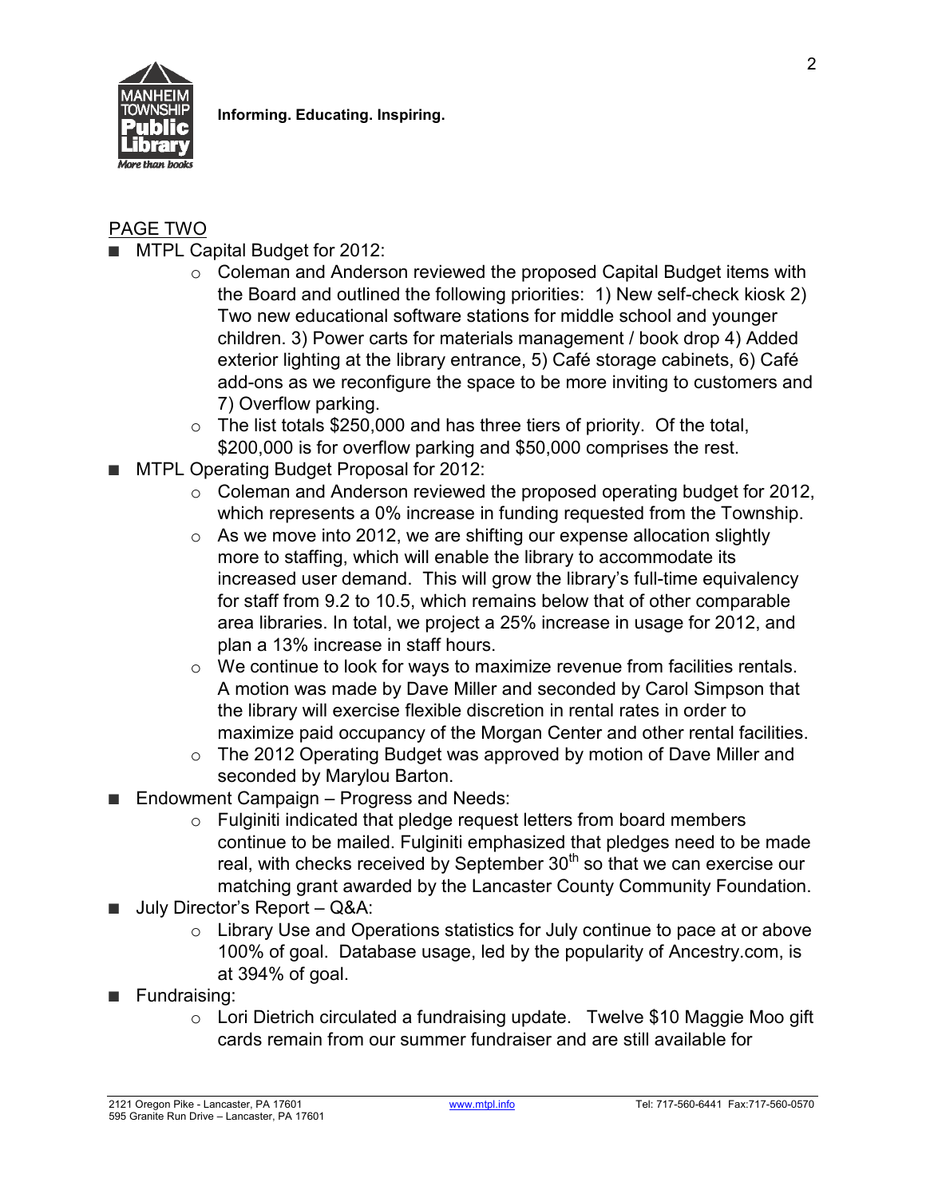**Informing. Educating. Inspiring.**

PAGE TWO

- MTPL Capital Budget for 2012:
  - Coleman and Anderson reviewed the proposed Capital Budget items with the Board and outlined the following priorities: 1) New self-check kiosk 2) Two new educational software stations for middle school and younger children. 3) Power carts for materials management / book drop 4) Added exterior lighting at the library entrance, 5) Café storage cabinets, 6) Café add-ons as we reconfigure the space to be more inviting to customers and 7) Overflow parking.
  - The list totals $250,000 and has three tiers of priority. Of the total, $200,000 is for overflow parking and $50,000 comprises the rest.
- MTPL Operating Budget Proposal for 2012:
  - Coleman and Anderson reviewed the proposed operating budget for 2012, which represents a 0% increase in funding requested from the Township.
  - As we move into 2012, we are shifting our expense allocation slightly more to staffing, which will enable the library to accommodate its increased user demand. This will grow the library's full-time equivalency for staff from 9.2 to 10.5, which remains below that of other comparable area libraries. In total, we project a 25% increase in usage for 2012, and plan a 13% increase in staff hours.
  - We continue to look for ways to maximize revenue from facilities rentals. A motion was made by Dave Miller and seconded by Carol Simpson that the library will exercise flexible discretion in rental rates in order to maximize paid occupancy of the Morgan Center and other rental facilities.
  - The 2012 Operating Budget was approved by motion of Dave Miller and seconded by Marylou Barton.
- Endowment Campaign – Progress and Needs:
  - Fulginiti indicated that pledge request letters from board members continue to be mailed. Fulginiti emphasized that pledges need to be made real, with checks received by September 30th so that we can exercise our matching grant awarded by the Lancaster County Community Foundation.
- July Director's Report – Q&A:
  - Library Use and Operations statistics for July continue to pace at or above 100% of goal. Database usage, led by the popularity of Ancestry.com, is at 394% of goal.
- Fundraising:
  - Lori Dietrich circulated a fundraising update. Twelve $10 Maggie Moo gift cards remain from our summer fundraiser and are still available for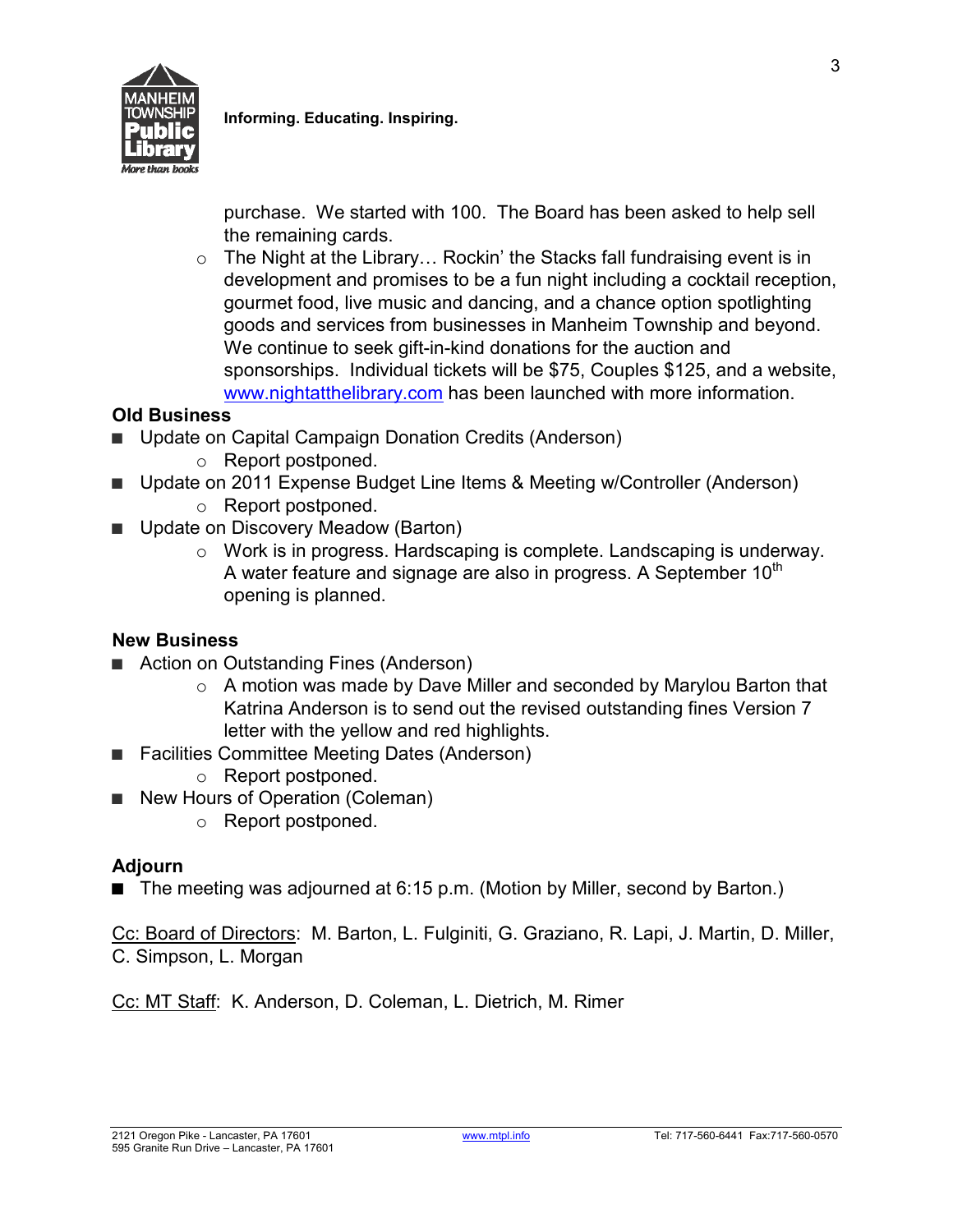purchase. We started with 100. The Board has been asked to help sell the remaining cards.

- The Night at the Library… Rockin' the Stacks fall fundraising event is in development and promises to be a fun night including a cocktail reception, gourmet food, live music and dancing, and a chance option spotlighting goods and services from businesses in Manheim Township and beyond. We continue to seek gift-in-kind donations for the auction and sponsorships. Individual tickets will be $75, Couples $125, and a website, www.nightatthelibrary.com has been launched with more information.

**Old Business**

- Update on Capital Campaign Donation Credits (Anderson)
  - Report postponed.
- Update on 2011 Expense Budget Line Items & Meeting w/Controller (Anderson)
  - Report postponed.
- Update on Discovery Meadow (Barton)
  - Work is in progress. Hardscaping is complete. Landscaping is underway. A water feature and signage are also in progress. A September 10th opening is planned.

**New Business**

- Action on Outstanding Fines (Anderson)
  - A motion was made by Dave Miller and seconded by Marylou Barton that Katrina Anderson is to send out the revised outstanding fines Version 7 letter with the yellow and red highlights.
- Facilities Committee Meeting Dates (Anderson)
  - Report postponed.
- New Hours of Operation (Coleman)
  - Report postponed.

**Adjourn**

- The meeting was adjourned at 6:15 p.m. (Motion by Miller, second by Barton.)

Cc: Board of Directors: M. Barton, L. Fulginiti, G. Graziano, R. Lapi, J. Martin, D. Miller, C. Simpson, L. Morgan

Cc: MT Staff: K. Anderson, D. Coleman, L. Dietrich, M. Rimer